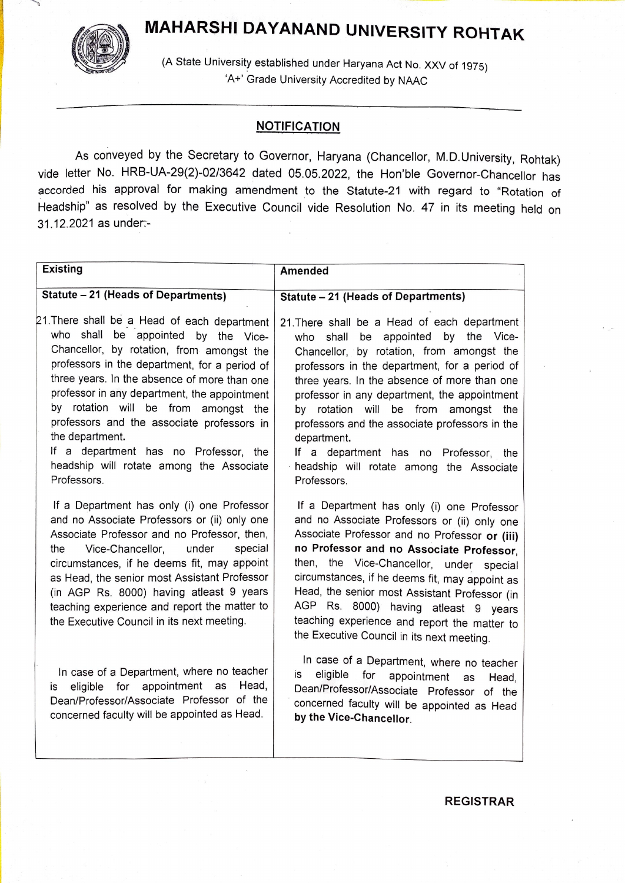# MAHARSHI DAYANAND UNIVERSITY ROHTAK

(A State University established under Haryana Act No. XXV of 1975)
'A+' Grade University Accredited by NAAC

## NOTIFICATION

As conveyed by the Secretary to Governor, Haryana (Chancellor, M.D.University, Rohtak) vide letter No. HRB-UA-29(2)-02/3642 dated 05.05.2022, the Hon'ble Governor-Chancellor has accorded his approval for making amendment to the Statute-21 with regard to "Rotation of Headship" as resolved by the Executive Council vide Resolution No. 47 in its meeting held on 31.12.2021 as under:-

| Existing | Amended |
|---|---|
| **Statute – 21 (Heads of Departments)** | **Statute – 21 (Heads of Departments)** |
| 21. There shall be a Head of each department who shall be appointed by the Vice-Chancellor, by rotation, from amongst the professors in the department, for a period of three years. In the absence of more than one professor in any department, the appointment by rotation will be from amongst the professors and the associate professors in the department.<br>If a department has no Professor, the headship will rotate among the Associate Professors. | 21. There shall be a Head of each department who shall be appointed by the Vice-Chancellor, by rotation, from amongst the professors in the department, for a period of three years. In the absence of more than one professor in any department, the appointment by rotation will be from amongst the professors and the associate professors in the department.<br>If a department has no Professor, the headship will rotate among the Associate Professors. |
| If a Department has only (i) one Professor and no Associate Professors or (ii) only one Associate Professor and no Professor, then, the Vice-Chancellor, under special circumstances, if he deems fit, may appoint as Head, the senior most Assistant Professor (in AGP Rs. 8000) having atleast 9 years teaching experience and report the matter to the Executive Council in its next meeting. | If a Department has only (i) one Professor and no Associate Professors or (ii) only one Associate Professor and no Professor **or (iii) no Professor and no Associate Professor**, then, the Vice-Chancellor, under special circumstances, if he deems fit, may appoint as Head, the senior most Assistant Professor (in AGP Rs. 8000) having atleast 9 years teaching experience and report the matter to the Executive Council in its next meeting. |
| In case of a Department, where no teacher is eligible for appointment as Head, Dean/Professor/Associate Professor of the concerned faculty will be appointed as Head. | In case of a Department, where no teacher is eligible for appointment as Head, Dean/Professor/Associate Professor of the concerned faculty will be appointed as Head **by the Vice-Chancellor**. |

**REGISTRAR**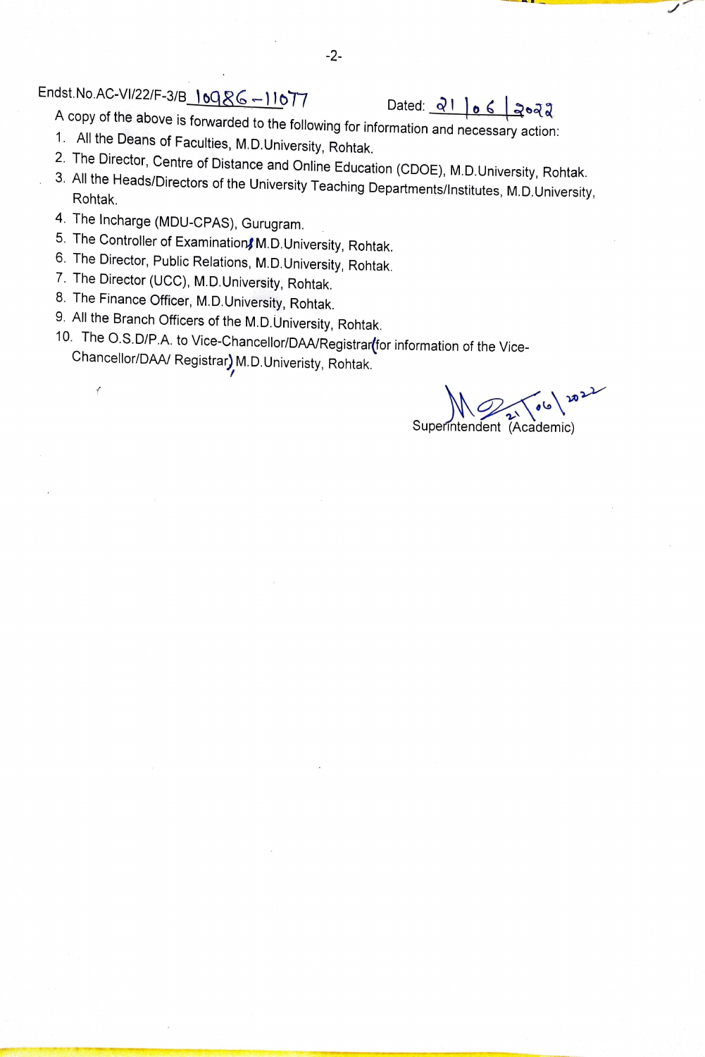Endst.No.AC-VI/22/F-3/B 10986-11077 Dated: 21/06/2022

A copy of the above is forwarded to the following for information and necessary action:

1. All the Deans of Faculties, M.D.University, Rohtak.
2. The Director, Centre of Distance and Online Education (CDOE), M.D.University, Rohtak.
3. All the Heads/Directors of the University Teaching Departments/Institutes, M.D.University, Rohtak.
4. The Incharge (MDU-CPAS), Gurugram.
5. The Controller of Examinations, M.D.University, Rohtak.
6. The Director, Public Relations, M.D.University, Rohtak.
7. The Director (UCC), M.D.University, Rohtak.
8. The Finance Officer, M.D.University, Rohtak.
9. All the Branch Officers of the M.D.University, Rohtak.
10. The O.S.D/P.A. to Vice-Chancellor/DAA/Registrar (for information of the Vice-Chancellor/DAA/ Registrar), M.D.Univeristy, Rohtak.

Sd/- 21/06/2022

Superintendent (Academic)